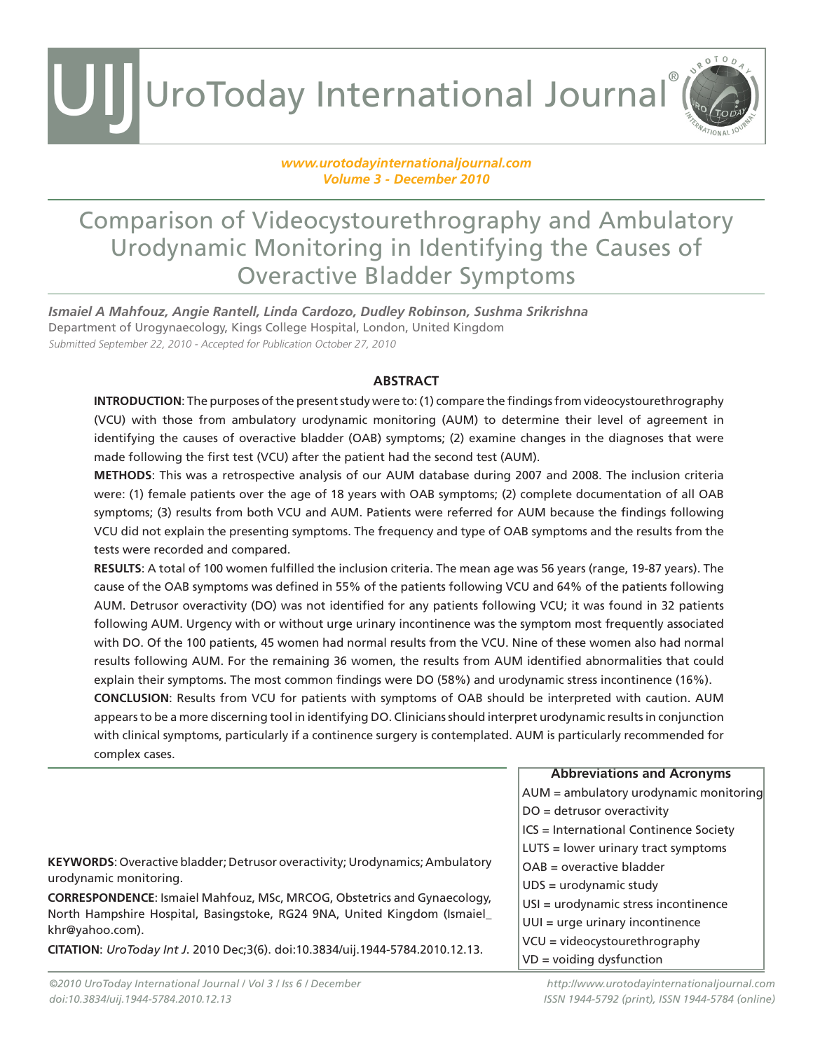# Comparison of Videocystourethrography and Ambulatory Urodynamic Monitoring in Identifying the Causes of Overactive Bladder Symptoms

***Ismaiel A Mahfouz, Angie Rantell, Linda Cardozo, Dudley Robinson, Sushma Srikrishna***

Department of Urogynaecology, Kings College Hospital, London, United Kingdom

*Submitted September 22, 2010 - Accepted for Publication October 27, 2010*

## ABSTRACT

**INTRODUCTION**: The purposes of the present study were to: (1) compare the findings from videocystourethrography (VCU) with those from ambulatory urodynamic monitoring (AUM) to determine their level of agreement in identifying the causes of overactive bladder (OAB) symptoms; (2) examine changes in the diagnoses that were made following the first test (VCU) after the patient had the second test (AUM).

**METHODS**: This was a retrospective analysis of our AUM database during 2007 and 2008. The inclusion criteria were: (1) female patients over the age of 18 years with OAB symptoms; (2) complete documentation of all OAB symptoms; (3) results from both VCU and AUM. Patients were referred for AUM because the findings following VCU did not explain the presenting symptoms. The frequency and type of OAB symptoms and the results from the tests were recorded and compared.

**RESULTS**: A total of 100 women fulfilled the inclusion criteria. The mean age was 56 years (range, 19-87 years). The cause of the OAB symptoms was defined in 55% of the patients following VCU and 64% of the patients following AUM. Detrusor overactivity (DO) was not identified for any patients following VCU; it was found in 32 patients following AUM. Urgency with or without urge urinary incontinence was the symptom most frequently associated with DO. Of the 100 patients, 45 women had normal results from the VCU. Nine of these women also had normal results following AUM. For the remaining 36 women, the results from AUM identified abnormalities that could explain their symptoms. The most common findings were DO (58%) and urodynamic stress incontinence (16%).

**CONCLUSION**: Results from VCU for patients with symptoms of OAB should be interpreted with caution. AUM appears to be a more discerning tool in identifying DO. Clinicians should interpret urodynamic results in conjunction with clinical symptoms, particularly if a continence surgery is contemplated. AUM is particularly recommended for complex cases.

**KEYWORDS**: Overactive bladder; Detrusor overactivity; Urodynamics; Ambulatory urodynamic monitoring.

**CORRESPONDENCE**: Ismaiel Mahfouz, MSc, MRCOG, Obstetrics and Gynaecology, North Hampshire Hospital, Basingstoke, RG24 9NA, United Kingdom (Ismaiel_khr@yahoo.com).

**CITATION**: *UroToday Int J*. 2010 Dec;3(6). doi:10.3834/uij.1944-5784.2010.12.13.

| Abbreviations and Acronyms |
|---|
| AUM = ambulatory urodynamic monitoring |
| DO = detrusor overactivity |
| ICS = International Continence Society |
| LUTS = lower urinary tract symptoms |
| OAB = overactive bladder |
| UDS = urodynamic study |
| USI = urodynamic stress incontinence |
| UUI = urge urinary incontinence |
| VCU = videocystourethrography |
| VD = voiding dysfunction |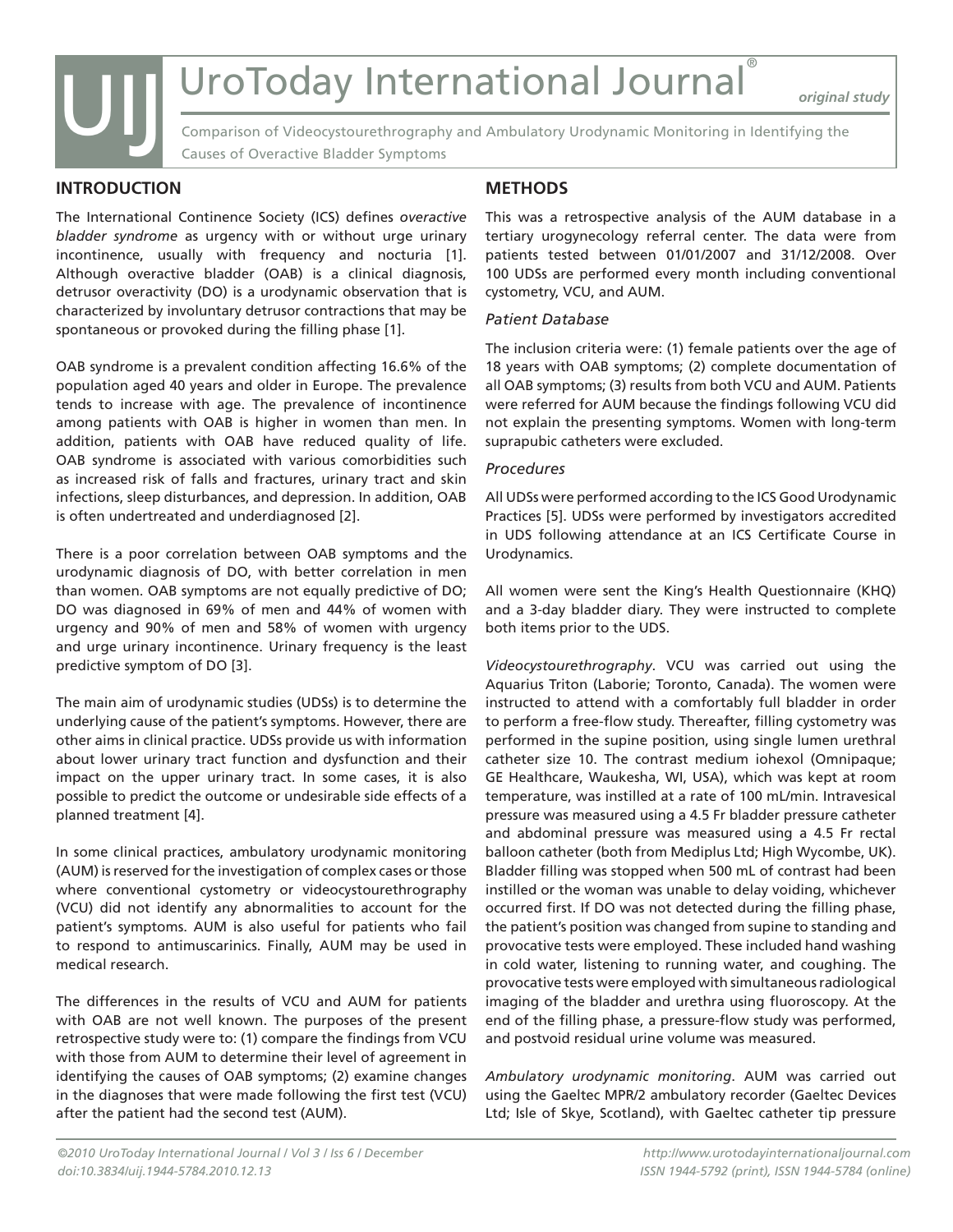## INTRODUCTION

The International Continence Society (ICS) defines *overactive bladder syndrome* as urgency with or without urge urinary incontinence, usually with frequency and nocturia [1]. Although overactive bladder (OAB) is a clinical diagnosis, detrusor overactivity (DO) is a urodynamic observation that is characterized by involuntary detrusor contractions that may be spontaneous or provoked during the filling phase [1].

OAB syndrome is a prevalent condition affecting 16.6% of the population aged 40 years and older in Europe. The prevalence tends to increase with age. The prevalence of incontinence among patients with OAB is higher in women than men. In addition, patients with OAB have reduced quality of life. OAB syndrome is associated with various comorbidities such as increased risk of falls and fractures, urinary tract and skin infections, sleep disturbances, and depression. In addition, OAB is often undertreated and underdiagnosed [2].

There is a poor correlation between OAB symptoms and the urodynamic diagnosis of DO, with better correlation in men than women. OAB symptoms are not equally predictive of DO; DO was diagnosed in 69% of men and 44% of women with urgency and 90% of men and 58% of women with urgency and urge urinary incontinence. Urinary frequency is the least predictive symptom of DO [3].

The main aim of urodynamic studies (UDSs) is to determine the underlying cause of the patient's symptoms. However, there are other aims in clinical practice. UDSs provide us with information about lower urinary tract function and dysfunction and their impact on the upper urinary tract. In some cases, it is also possible to predict the outcome or undesirable side effects of a planned treatment [4].

In some clinical practices, ambulatory urodynamic monitoring (AUM) is reserved for the investigation of complex cases or those where conventional cystometry or videocystourethrography (VCU) did not identify any abnormalities to account for the patient's symptoms. AUM is also useful for patients who fail to respond to antimuscarinics. Finally, AUM may be used in medical research.

The differences in the results of VCU and AUM for patients with OAB are not well known. The purposes of the present retrospective study were to: (1) compare the findings from VCU with those from AUM to determine their level of agreement in identifying the causes of OAB symptoms; (2) examine changes in the diagnoses that were made following the first test (VCU) after the patient had the second test (AUM).

## METHODS

This was a retrospective analysis of the AUM database in a tertiary urogynecology referral center. The data were from patients tested between 01/01/2007 and 31/12/2008. Over 100 UDSs are performed every month including conventional cystometry, VCU, and AUM.

### *Patient Database*

The inclusion criteria were: (1) female patients over the age of 18 years with OAB symptoms; (2) complete documentation of all OAB symptoms; (3) results from both VCU and AUM. Patients were referred for AUM because the findings following VCU did not explain the presenting symptoms. Women with long-term suprapubic catheters were excluded.

### *Procedures*

All UDSs were performed according to the ICS Good Urodynamic Practices [5]. UDSs were performed by investigators accredited in UDS following attendance at an ICS Certificate Course in Urodynamics.

All women were sent the King's Health Questionnaire (KHQ) and a 3-day bladder diary. They were instructed to complete both items prior to the UDS.

*Videocystourethrography*. VCU was carried out using the Aquarius Triton (Laborie; Toronto, Canada). The women were instructed to attend with a comfortably full bladder in order to perform a free-flow study. Thereafter, filling cystometry was performed in the supine position, using single lumen urethral catheter size 10. The contrast medium iohexol (Omnipaque; GE Healthcare, Waukesha, WI, USA), which was kept at room temperature, was instilled at a rate of 100 mL/min. Intravesical pressure was measured using a 4.5 Fr bladder pressure catheter and abdominal pressure was measured using a 4.5 Fr rectal balloon catheter (both from Mediplus Ltd; High Wycombe, UK). Bladder filling was stopped when 500 mL of contrast had been instilled or the woman was unable to delay voiding, whichever occurred first. If DO was not detected during the filling phase, the patient's position was changed from supine to standing and provocative tests were employed. These included hand washing in cold water, listening to running water, and coughing. The provocative tests were employed with simultaneous radiological imaging of the bladder and urethra using fluoroscopy. At the end of the filling phase, a pressure-flow study was performed, and postvoid residual urine volume was measured.

*Ambulatory urodynamic monitoring*. AUM was carried out using the Gaeltec MPR/2 ambulatory recorder (Gaeltec Devices Ltd; Isle of Skye, Scotland), with Gaeltec catheter tip pressure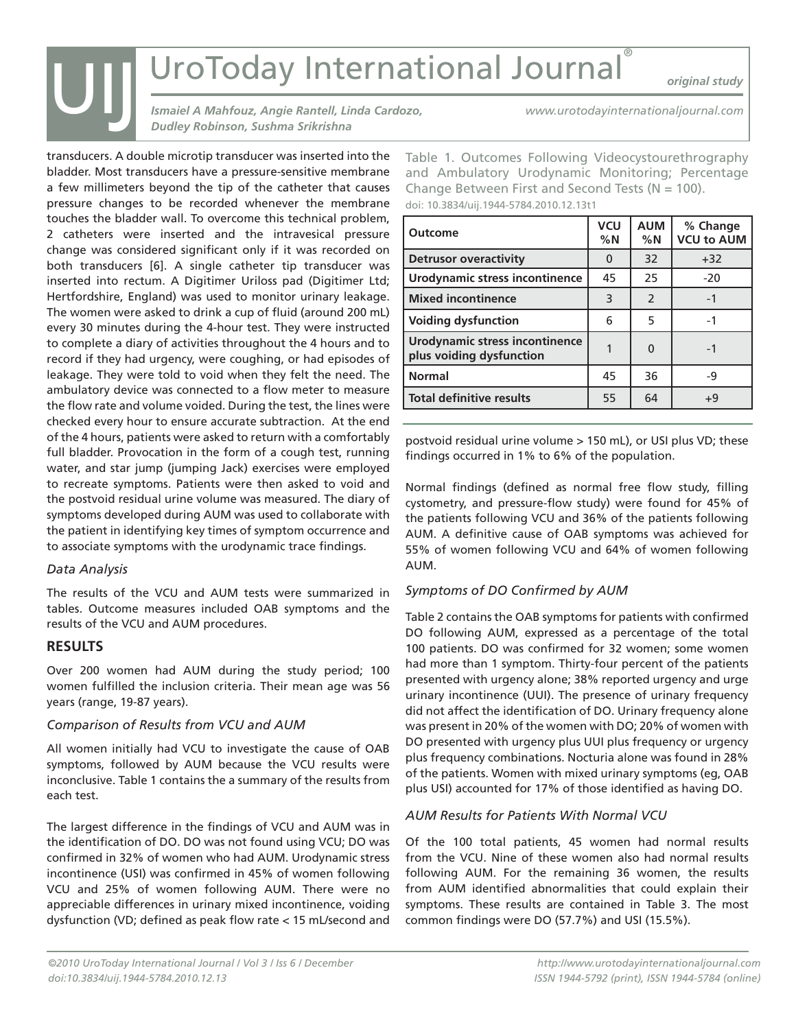transducers. A double microtip transducer was inserted into the bladder. Most transducers have a pressure-sensitive membrane a few millimeters beyond the tip of the catheter that causes pressure changes to be recorded whenever the membrane touches the bladder wall. To overcome this technical problem, 2 catheters were inserted and the intravesical pressure change was considered significant only if it was recorded on both transducers [6]. A single catheter tip transducer was inserted into rectum. A Digitimer Uriloss pad (Digitimer Ltd; Hertfordshire, England) was used to monitor urinary leakage. The women were asked to drink a cup of fluid (around 200 mL) every 30 minutes during the 4-hour test. They were instructed to complete a diary of activities throughout the 4 hours and to record if they had urgency, were coughing, or had episodes of leakage. They were told to void when they felt the need. The ambulatory device was connected to a flow meter to measure the flow rate and volume voided. During the test, the lines were checked every hour to ensure accurate subtraction. At the end of the 4 hours, patients were asked to return with a comfortably full bladder. Provocation in the form of a cough test, running water, and star jump (jumping Jack) exercises were employed to recreate symptoms. Patients were then asked to void and the postvoid residual urine volume was measured. The diary of symptoms developed during AUM was used to collaborate with the patient in identifying key times of symptom occurrence and to associate symptoms with the urodynamic trace findings.

### *Data Analysis*

The results of the VCU and AUM tests were summarized in tables. Outcome measures included OAB symptoms and the results of the VCU and AUM procedures.

## RESULTS

Over 200 women had AUM during the study period; 100 women fulfilled the inclusion criteria. Their mean age was 56 years (range, 19-87 years).

### *Comparison of Results from VCU and AUM*

All women initially had VCU to investigate the cause of OAB symptoms, followed by AUM because the VCU results were inconclusive. Table 1 contains the a summary of the results from each test.

The largest difference in the findings of VCU and AUM was in the identification of DO. DO was not found using VCU; DO was confirmed in 32% of women who had AUM. Urodynamic stress incontinence (USI) was confirmed in 45% of women following VCU and 25% of women following AUM. There were no appreciable differences in urinary mixed incontinence, voiding dysfunction (VD; defined as peak flow rate < 15 mL/second and postvoid residual urine volume > 150 mL), or USI plus VD; these findings occurred in 1% to 6% of the population.

Table 1. Outcomes Following Videocystourethrography and Ambulatory Urodynamic Monitoring; Percentage Change Between First and Second Tests (N = 100).
doi: 10.3834/uij.1944-5784.2010.12.13t1

| Outcome | VCU %N | AUM %N | % Change VCU to AUM |
|---|---|---|---|
| **Detrusor overactivity** | 0 | 32 | +32 |
| **Urodynamic stress incontinence** | 45 | 25 | -20 |
| **Mixed incontinence** | 3 | 2 | -1 |
| **Voiding dysfunction** | 6 | 5 | -1 |
| **Urodynamic stress incontinence plus voiding dysfunction** | 1 | 0 | -1 |
| **Normal** | 45 | 36 | -9 |
| **Total definitive results** | 55 | 64 | +9 |

Normal findings (defined as normal free flow study, filling cystometry, and pressure-flow study) were found for 45% of the patients following VCU and 36% of the patients following AUM. A definitive cause of OAB symptoms was achieved for 55% of women following VCU and 64% of women following AUM.

### *Symptoms of DO Confirmed by AUM*

Table 2 contains the OAB symptoms for patients with confirmed DO following AUM, expressed as a percentage of the total 100 patients. DO was confirmed for 32 women; some women had more than 1 symptom. Thirty-four percent of the patients presented with urgency alone; 38% reported urgency and urge urinary incontinence (UUI). The presence of urinary frequency did not affect the identification of DO. Urinary frequency alone was present in 20% of the women with DO; 20% of women with DO presented with urgency plus UUI plus frequency or urgency plus frequency combinations. Nocturia alone was found in 28% of the patients. Women with mixed urinary symptoms (eg, OAB plus USI) accounted for 17% of those identified as having DO.

### *AUM Results for Patients With Normal VCU*

Of the 100 total patients, 45 women had normal results from the VCU. Nine of these women also had normal results following AUM. For the remaining 36 women, the results from AUM identified abnormalities that could explain their symptoms. These results are contained in Table 3. The most common findings were DO (57.7%) and USI (15.5%).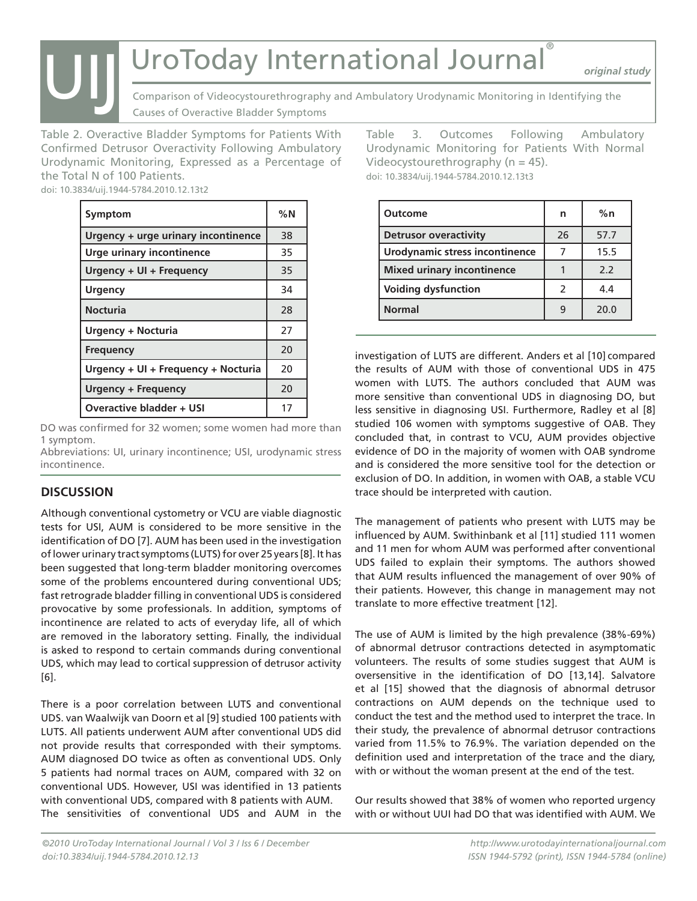Table 2. Overactive Bladder Symptoms for Patients With Confirmed Detrusor Overactivity Following Ambulatory Urodynamic Monitoring, Expressed as a Percentage of the Total N of 100 Patients.
doi: 10.3834/uij.1944-5784.2010.12.13t2

| Symptom | %N |
|---|---|
| Urgency + urge urinary incontinence | 38 |
| Urge urinary incontinence | 35 |
| Urgency + UI + Frequency | 35 |
| Urgency | 34 |
| Nocturia | 28 |
| Urgency + Nocturia | 27 |
| Frequency | 20 |
| Urgency + UI + Frequency + Nocturia | 20 |
| Urgency + Frequency | 20 |
| Overactive bladder + USI | 17 |

DO was confirmed for 32 women; some women had more than 1 symptom.
Abbreviations: UI, urinary incontinence; USI, urodynamic stress incontinence.

Table 3. Outcomes Following Ambulatory Urodynamic Monitoring for Patients With Normal Videocystourethrography (n = 45).
doi: 10.3834/uij.1944-5784.2010.12.13t3

| Outcome | n | %n |
|---|---|---|
| Detrusor overactivity | 26 | 57.7 |
| Urodynamic stress incontinence | 7 | 15.5 |
| Mixed urinary incontinence | 1 | 2.2 |
| Voiding dysfunction | 2 | 4.4 |
| Normal | 9 | 20.0 |

## DISCUSSION

Although conventional cystometry or VCU are viable diagnostic tests for USI, AUM is considered to be more sensitive in the identification of DO [7]. AUM has been used in the investigation of lower urinary tract symptoms (LUTS) for over 25 years [8]. It has been suggested that long-term bladder monitoring overcomes some of the problems encountered during conventional UDS; fast retrograde bladder filling in conventional UDS is considered provocative by some professionals. In addition, symptoms of incontinence are related to acts of everyday life, all of which are removed in the laboratory setting. Finally, the individual is asked to respond to certain commands during conventional UDS, which may lead to cortical suppression of detrusor activity [6].

There is a poor correlation between LUTS and conventional UDS. van Waalwijk van Doorn et al [9] studied 100 patients with LUTS. All patients underwent AUM after conventional UDS did not provide results that corresponded with their symptoms. AUM diagnosed DO twice as often as conventional UDS. Only 5 patients had normal traces on AUM, compared with 32 on conventional UDS. However, USI was identified in 13 patients with conventional UDS, compared with 8 patients with AUM. The sensitivities of conventional UDS and AUM in the investigation of LUTS are different. Anders et al [10] compared the results of AUM with those of conventional UDS in 475 women with LUTS. The authors concluded that AUM was more sensitive than conventional UDS in diagnosing DO, but less sensitive in diagnosing USI. Furthermore, Radley et al [8] studied 106 women with symptoms suggestive of OAB. They concluded that, in contrast to VCU, AUM provides objective evidence of DO in the majority of women with OAB syndrome and is considered the more sensitive tool for the detection or exclusion of DO. In addition, in women with OAB, a stable VCU trace should be interpreted with caution.

The management of patients who present with LUTS may be influenced by AUM. Swithinbank et al [11] studied 111 women and 11 men for whom AUM was performed after conventional UDS failed to explain their symptoms. The authors showed that AUM results influenced the management of over 90% of their patients. However, this change in management may not translate to more effective treatment [12].

The use of AUM is limited by the high prevalence (38%-69%) of abnormal detrusor contractions detected in asymptomatic volunteers. The results of some studies suggest that AUM is oversensitive in the identification of DO [13,14]. Salvatore et al [15] showed that the diagnosis of abnormal detrusor contractions on AUM depends on the technique used to conduct the test and the method used to interpret the trace. In their study, the prevalence of abnormal detrusor contractions varied from 11.5% to 76.9%. The variation depended on the definition used and interpretation of the trace and the diary, with or without the woman present at the end of the test.

Our results showed that 38% of women who reported urgency with or without UUI had DO that was identified with AUM. We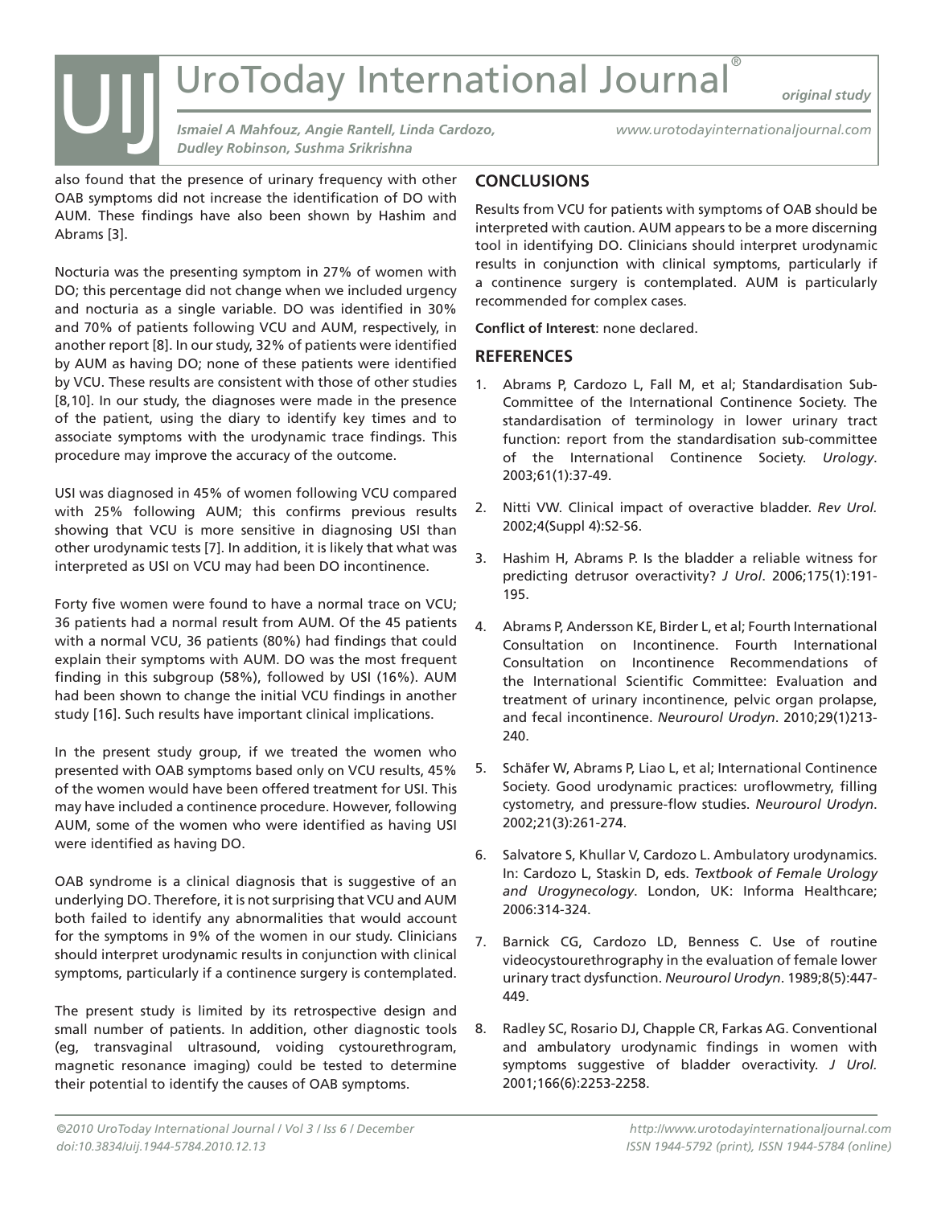also found that the presence of urinary frequency with other OAB symptoms did not increase the identification of DO with AUM. These findings have also been shown by Hashim and Abrams [3].

Nocturia was the presenting symptom in 27% of women with DO; this percentage did not change when we included urgency and nocturia as a single variable. DO was identified in 30% and 70% of patients following VCU and AUM, respectively, in another report [8]. In our study, 32% of patients were identified by AUM as having DO; none of these patients were identified by VCU. These results are consistent with those of other studies [8,10]. In our study, the diagnoses were made in the presence of the patient, using the diary to identify key times and to associate symptoms with the urodynamic trace findings. This procedure may improve the accuracy of the outcome.

USI was diagnosed in 45% of women following VCU compared with 25% following AUM; this confirms previous results showing that VCU is more sensitive in diagnosing USI than other urodynamic tests [7]. In addition, it is likely that what was interpreted as USI on VCU may had been DO incontinence.

Forty five women were found to have a normal trace on VCU; 36 patients had a normal result from AUM. Of the 45 patients with a normal VCU, 36 patients (80%) had findings that could explain their symptoms with AUM. DO was the most frequent finding in this subgroup (58%), followed by USI (16%). AUM had been shown to change the initial VCU findings in another study [16]. Such results have important clinical implications.

In the present study group, if we treated the women who presented with OAB symptoms based only on VCU results, 45% of the women would have been offered treatment for USI. This may have included a continence procedure. However, following AUM, some of the women who were identified as having USI were identified as having DO.

OAB syndrome is a clinical diagnosis that is suggestive of an underlying DO. Therefore, it is not surprising that VCU and AUM both failed to identify any abnormalities that would account for the symptoms in 9% of the women in our study. Clinicians should interpret urodynamic results in conjunction with clinical symptoms, particularly if a continence surgery is contemplated.

The present study is limited by its retrospective design and small number of patients. In addition, other diagnostic tools (eg, transvaginal ultrasound, voiding cystourethrogram, magnetic resonance imaging) could be tested to determine their potential to identify the causes of OAB symptoms.

## CONCLUSIONS

Results from VCU for patients with symptoms of OAB should be interpreted with caution. AUM appears to be a more discerning tool in identifying DO. Clinicians should interpret urodynamic results in conjunction with clinical symptoms, particularly if a continence surgery is contemplated. AUM is particularly recommended for complex cases.

**Conflict of Interest**: none declared.

## REFERENCES

1. Abrams P, Cardozo L, Fall M, et al; Standardisation Sub-Committee of the International Continence Society. The standardisation of terminology in lower urinary tract function: report from the standardisation sub-committee of the International Continence Society. *Urology*. 2003;61(1):37-49.
2. Nitti VW. Clinical impact of overactive bladder. *Rev Urol.* 2002;4(Suppl 4):S2-S6.
3. Hashim H, Abrams P. Is the bladder a reliable witness for predicting detrusor overactivity? *J Urol*. 2006;175(1):191-195.
4. Abrams P, Andersson KE, Birder L, et al; Fourth International Consultation on Incontinence. Fourth International Consultation on Incontinence Recommendations of the International Scientific Committee: Evaluation and treatment of urinary incontinence, pelvic organ prolapse, and fecal incontinence. *Neurourol Urodyn*. 2010;29(1)213-240.
5. Schäfer W, Abrams P, Liao L, et al; International Continence Society. Good urodynamic practices: uroflowmetry, filling cystometry, and pressure-flow studies. *Neurourol Urodyn*. 2002;21(3):261-274.
6. Salvatore S, Khullar V, Cardozo L. Ambulatory urodynamics. In: Cardozo L, Staskin D, eds. *Textbook of Female Urology and Urogynecology*. London, UK: Informa Healthcare; 2006:314-324.
7. Barnick CG, Cardozo LD, Benness C. Use of routine videocystourethrography in the evaluation of female lower urinary tract dysfunction. *Neurourol Urodyn*. 1989;8(5):447-449.
8. Radley SC, Rosario DJ, Chapple CR, Farkas AG. Conventional and ambulatory urodynamic findings in women with symptoms suggestive of bladder overactivity. *J Urol.* 2001;166(6):2253-2258.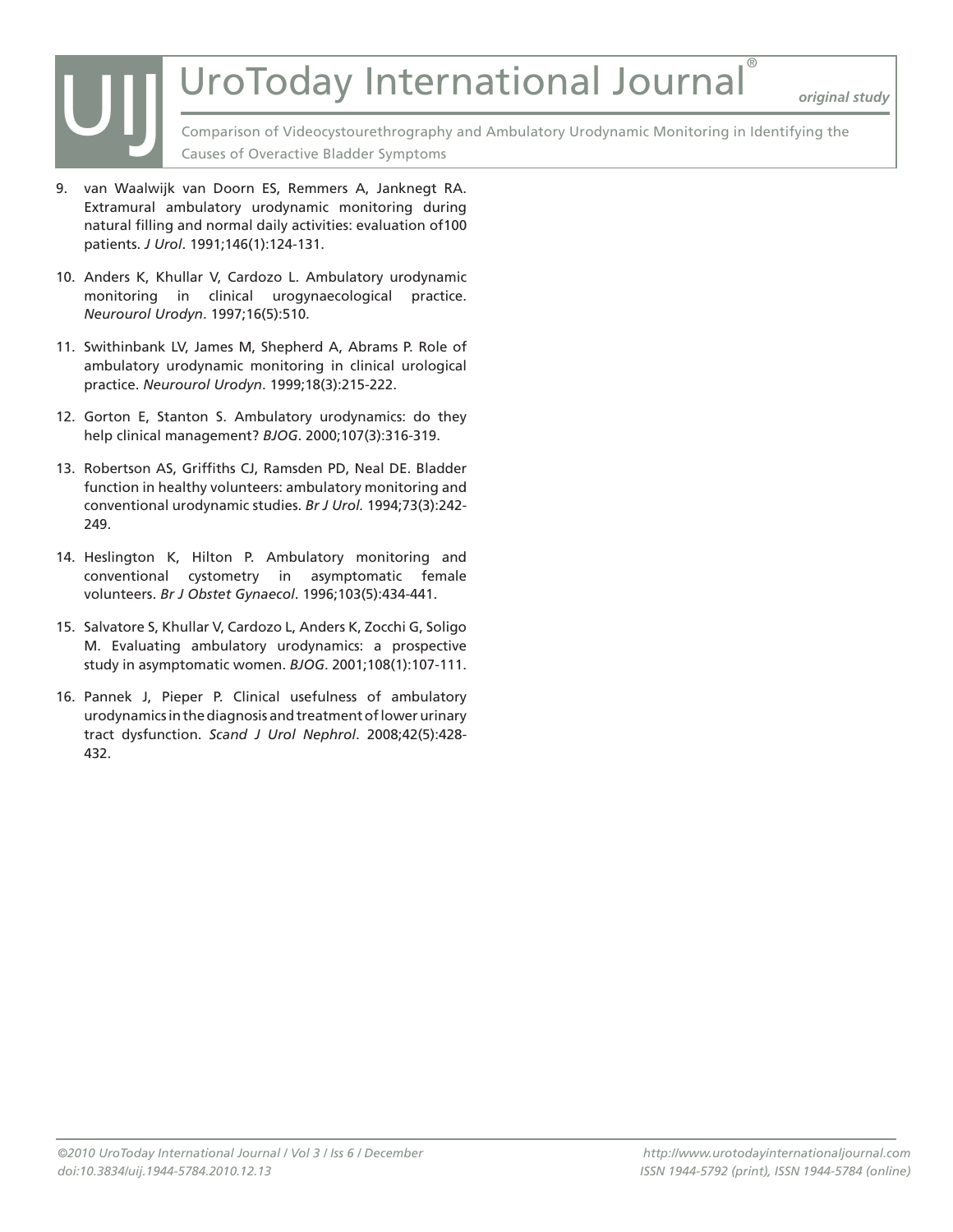9. van Waalwijk van Doorn ES, Remmers A, Janknegt RA. Extramural ambulatory urodynamic monitoring during natural filling and normal daily activities: evaluation of100 patients. *J Urol*. 1991;146(1):124-131.

10. Anders K, Khullar V, Cardozo L. Ambulatory urodynamic monitoring in clinical urogynaecological practice. *Neurourol Urodyn*. 1997;16(5):510.

11. Swithinbank LV, James M, Shepherd A, Abrams P. Role of ambulatory urodynamic monitoring in clinical urological practice. *Neurourol Urodyn*. 1999;18(3):215-222.

12. Gorton E, Stanton S. Ambulatory urodynamics: do they help clinical management? *BJOG*. 2000;107(3):316-319.

13. Robertson AS, Griffiths CJ, Ramsden PD, Neal DE. Bladder function in healthy volunteers: ambulatory monitoring and conventional urodynamic studies. *Br J Urol*. 1994;73(3):242-249.

14. Heslington K, Hilton P. Ambulatory monitoring and conventional cystometry in asymptomatic female volunteers. *Br J Obstet Gynaecol*. 1996;103(5):434-441.

15. Salvatore S, Khullar V, Cardozo L, Anders K, Zocchi G, Soligo M. Evaluating ambulatory urodynamics: a prospective study in asymptomatic women. *BJOG*. 2001;108(1):107-111.

16. Pannek J, Pieper P. Clinical usefulness of ambulatory urodynamics in the diagnosis and treatment of lower urinary tract dysfunction. *Scand J Urol Nephrol*. 2008;42(5):428-432.